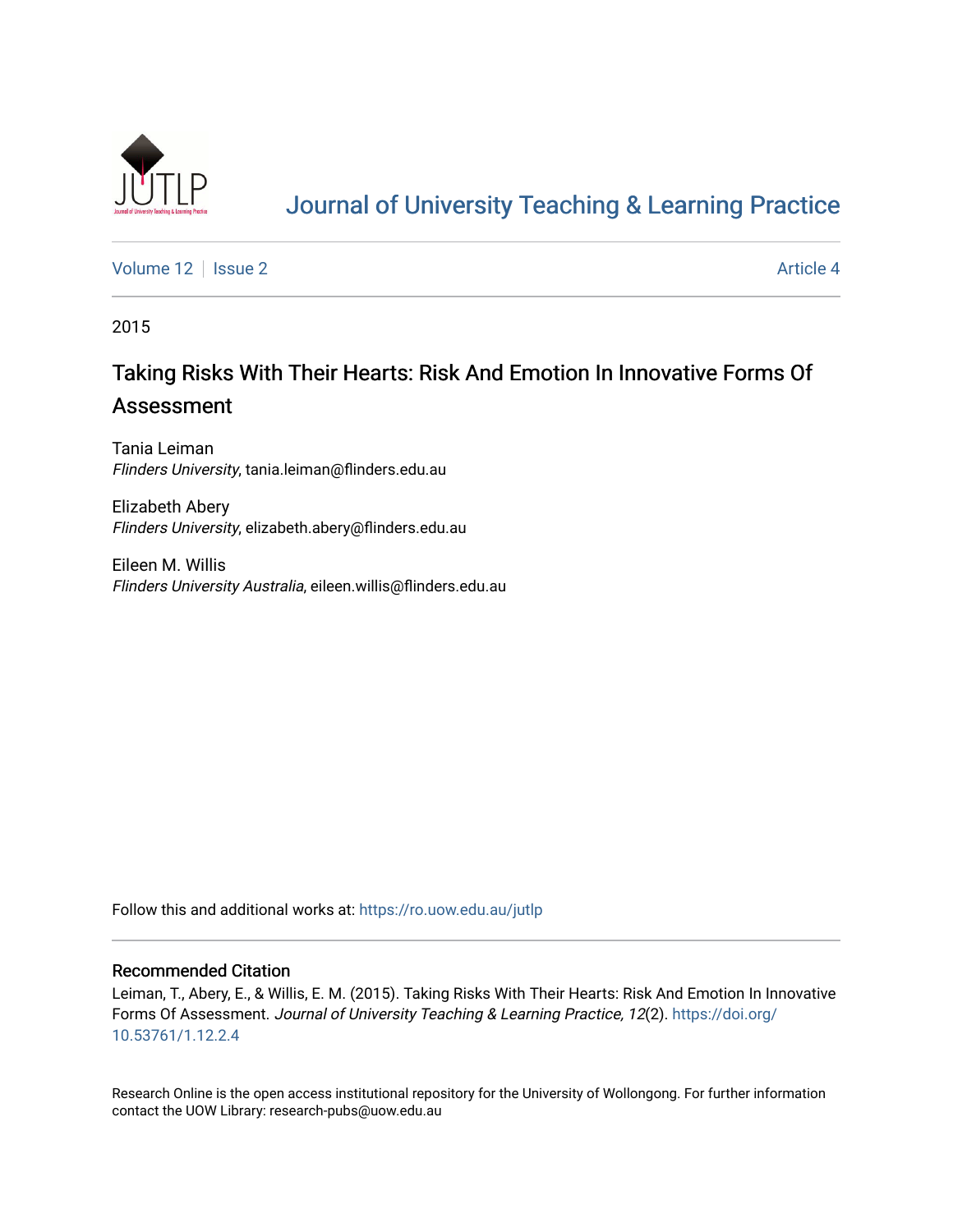# Journal of University Teaching & Learning Practice

Volume 12 | Issue 2 | Article 4

2015

## Taking Risks With Their Hearts: Risk And Emotion In Innovative Forms Of Assessment

Tania Leiman
*Flinders University*, tania.leiman@flinders.edu.au

Elizabeth Abery
*Flinders University*, elizabeth.abery@flinders.edu.au

Eileen M. Willis
*Flinders University Australia*, eileen.willis@flinders.edu.au

Follow this and additional works at: https://ro.uow.edu.au/jutlp

### Recommended Citation

Leiman, T., Abery, E., & Willis, E. M. (2015). Taking Risks With Their Hearts: Risk And Emotion In Innovative Forms Of Assessment. *Journal of University Teaching & Learning Practice, 12*(2). https://doi.org/10.53761/1.12.2.4

Research Online is the open access institutional repository for the University of Wollongong. For further information contact the UOW Library: research-pubs@uow.edu.au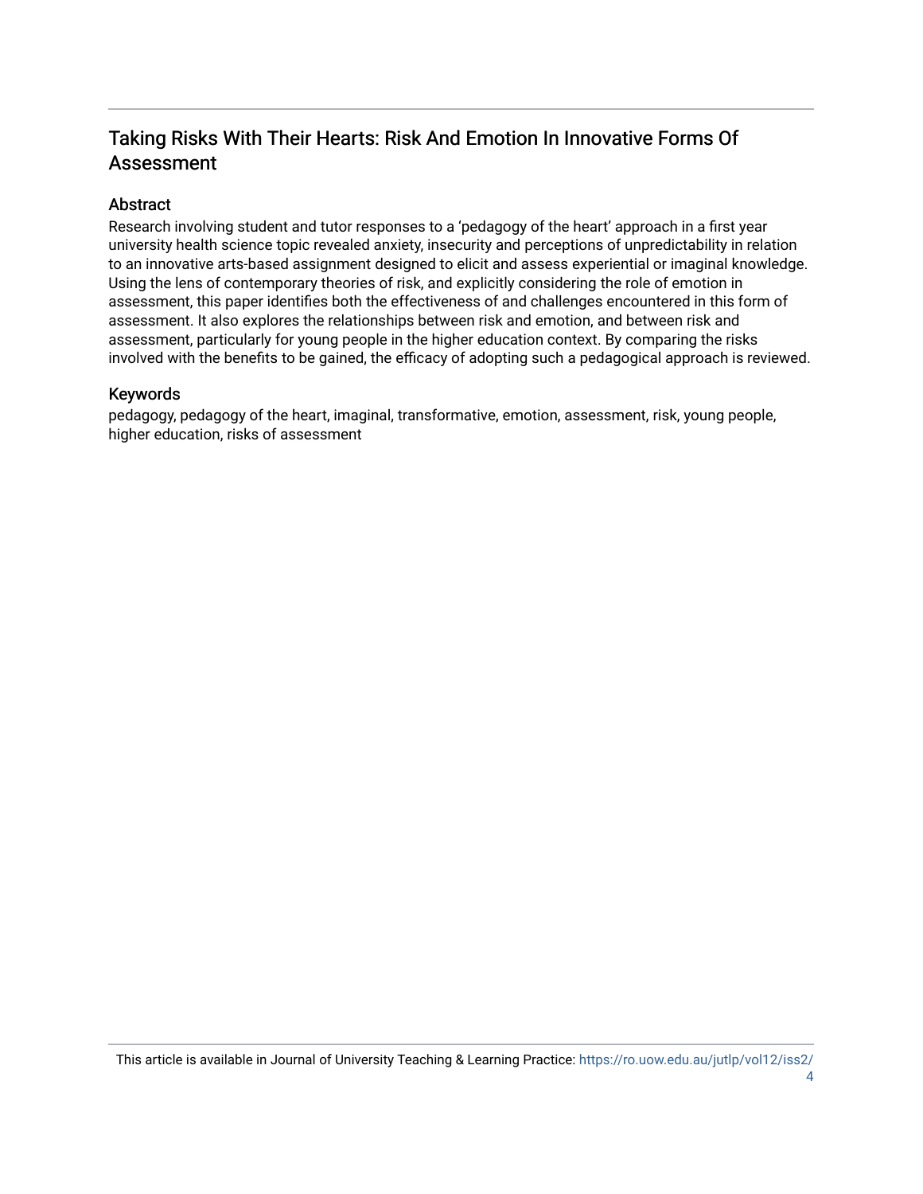## Taking Risks With Their Hearts: Risk And Emotion In Innovative Forms Of Assessment

### Abstract

Research involving student and tutor responses to a 'pedagogy of the heart' approach in a first year university health science topic revealed anxiety, insecurity and perceptions of unpredictability in relation to an innovative arts-based assignment designed to elicit and assess experiential or imaginal knowledge. Using the lens of contemporary theories of risk, and explicitly considering the role of emotion in assessment, this paper identifies both the effectiveness of and challenges encountered in this form of assessment. It also explores the relationships between risk and emotion, and between risk and assessment, particularly for young people in the higher education context. By comparing the risks involved with the benefits to be gained, the efficacy of adopting such a pedagogical approach is reviewed.

### Keywords

pedagogy, pedagogy of the heart, imaginal, transformative, emotion, assessment, risk, young people, higher education, risks of assessment

This article is available in Journal of University Teaching & Learning Practice: https://ro.uow.edu.au/jutlp/vol12/iss2/4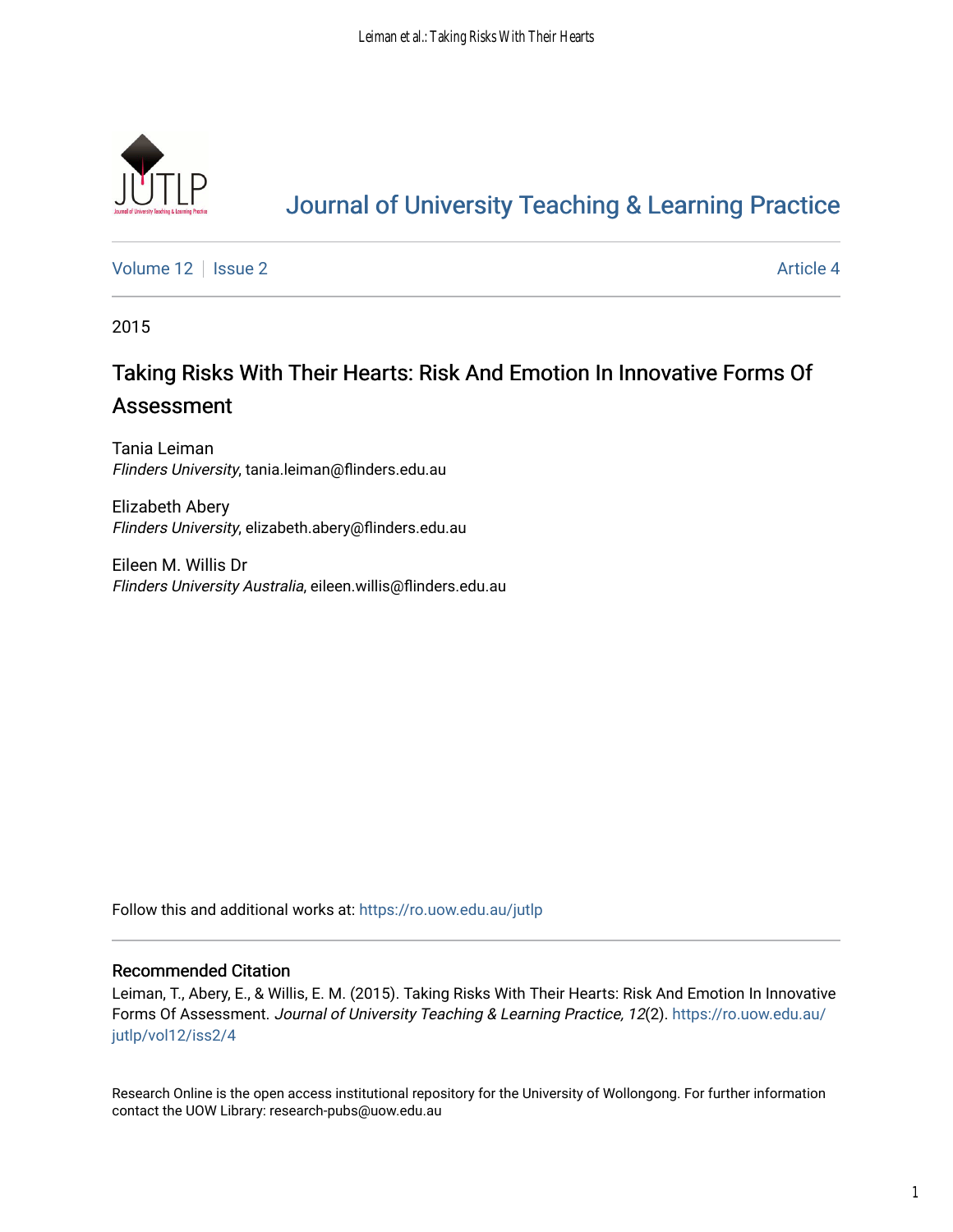# Journal of University Teaching & Learning Practice

Volume 12 | Issue 2 | Article 4

2015

## Taking Risks With Their Hearts: Risk And Emotion In Innovative Forms Of Assessment

Tania Leiman
*Flinders University*, tania.leiman@flinders.edu.au

Elizabeth Abery
*Flinders University*, elizabeth.abery@flinders.edu.au

Eileen M. Willis Dr
*Flinders University Australia*, eileen.willis@flinders.edu.au

Follow this and additional works at: https://ro.uow.edu.au/jutlp

### Recommended Citation

Leiman, T., Abery, E., & Willis, E. M. (2015). Taking Risks With Their Hearts: Risk And Emotion In Innovative Forms Of Assessment. *Journal of University Teaching & Learning Practice, 12*(2). https://ro.uow.edu.au/jutlp/vol12/iss2/4

Research Online is the open access institutional repository for the University of Wollongong. For further information contact the UOW Library: research-pubs@uow.edu.au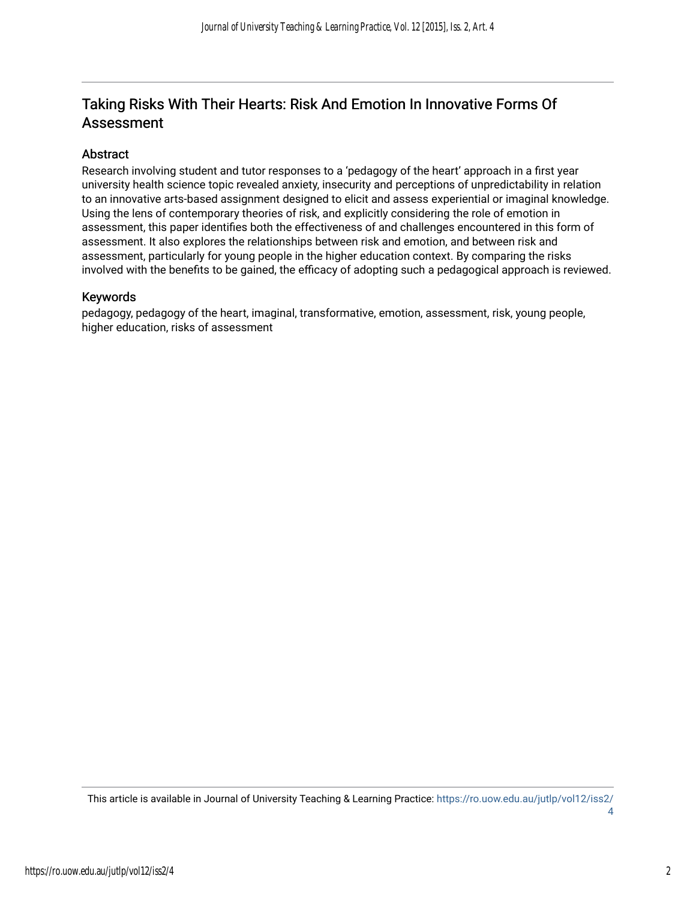# Taking Risks With Their Hearts: Risk And Emotion In Innovative Forms Of Assessment

## Abstract

Research involving student and tutor responses to a 'pedagogy of the heart' approach in a first year university health science topic revealed anxiety, insecurity and perceptions of unpredictability in relation to an innovative arts-based assignment designed to elicit and assess experiential or imaginal knowledge. Using the lens of contemporary theories of risk, and explicitly considering the role of emotion in assessment, this paper identifies both the effectiveness of and challenges encountered in this form of assessment. It also explores the relationships between risk and emotion, and between risk and assessment, particularly for young people in the higher education context. By comparing the risks involved with the benefits to be gained, the efficacy of adopting such a pedagogical approach is reviewed.

## Keywords

pedagogy, pedagogy of the heart, imaginal, transformative, emotion, assessment, risk, young people, higher education, risks of assessment

This article is available in Journal of University Teaching & Learning Practice: https://ro.uow.edu.au/jutlp/vol12/iss2/4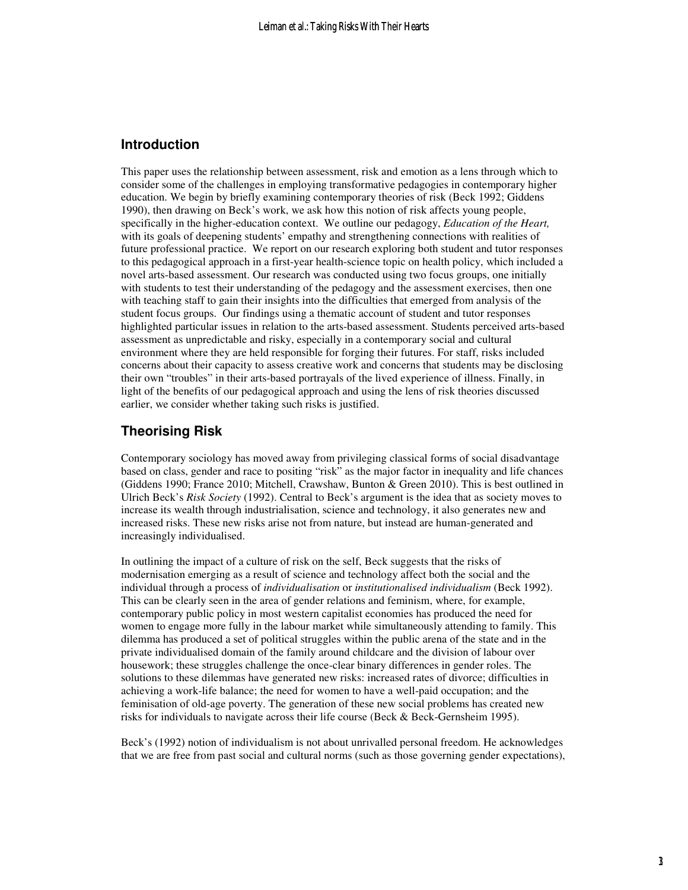## Introduction

This paper uses the relationship between assessment, risk and emotion as a lens through which to consider some of the challenges in employing transformative pedagogies in contemporary higher education. We begin by briefly examining contemporary theories of risk (Beck 1992; Giddens 1990), then drawing on Beck's work, we ask how this notion of risk affects young people, specifically in the higher-education context. We outline our pedagogy, *Education of the Heart,* with its goals of deepening students' empathy and strengthening connections with realities of future professional practice. We report on our research exploring both student and tutor responses to this pedagogical approach in a first-year health-science topic on health policy, which included a novel arts-based assessment. Our research was conducted using two focus groups, one initially with students to test their understanding of the pedagogy and the assessment exercises, then one with teaching staff to gain their insights into the difficulties that emerged from analysis of the student focus groups. Our findings using a thematic account of student and tutor responses highlighted particular issues in relation to the arts-based assessment. Students perceived arts-based assessment as unpredictable and risky, especially in a contemporary social and cultural environment where they are held responsible for forging their futures. For staff, risks included concerns about their capacity to assess creative work and concerns that students may be disclosing their own "troubles" in their arts-based portrayals of the lived experience of illness. Finally, in light of the benefits of our pedagogical approach and using the lens of risk theories discussed earlier, we consider whether taking such risks is justified.

## Theorising Risk

Contemporary sociology has moved away from privileging classical forms of social disadvantage based on class, gender and race to positing "risk" as the major factor in inequality and life chances (Giddens 1990; France 2010; Mitchell, Crawshaw, Bunton & Green 2010). This is best outlined in Ulrich Beck's *Risk Society* (1992). Central to Beck's argument is the idea that as society moves to increase its wealth through industrialisation, science and technology, it also generates new and increased risks. These new risks arise not from nature, but instead are human-generated and increasingly individualised.

In outlining the impact of a culture of risk on the self, Beck suggests that the risks of modernisation emerging as a result of science and technology affect both the social and the individual through a process of *individualisation* or *institutionalised individualism* (Beck 1992). This can be clearly seen in the area of gender relations and feminism, where, for example, contemporary public policy in most western capitalist economies has produced the need for women to engage more fully in the labour market while simultaneously attending to family. This dilemma has produced a set of political struggles within the public arena of the state and in the private individualised domain of the family around childcare and the division of labour over housework; these struggles challenge the once-clear binary differences in gender roles. The solutions to these dilemmas have generated new risks: increased rates of divorce; difficulties in achieving a work-life balance; the need for women to have a well-paid occupation; and the feminisation of old-age poverty. The generation of these new social problems has created new risks for individuals to navigate across their life course (Beck & Beck-Gernsheim 1995).

Beck's (1992) notion of individualism is not about unrivalled personal freedom. He acknowledges that we are free from past social and cultural norms (such as those governing gender expectations),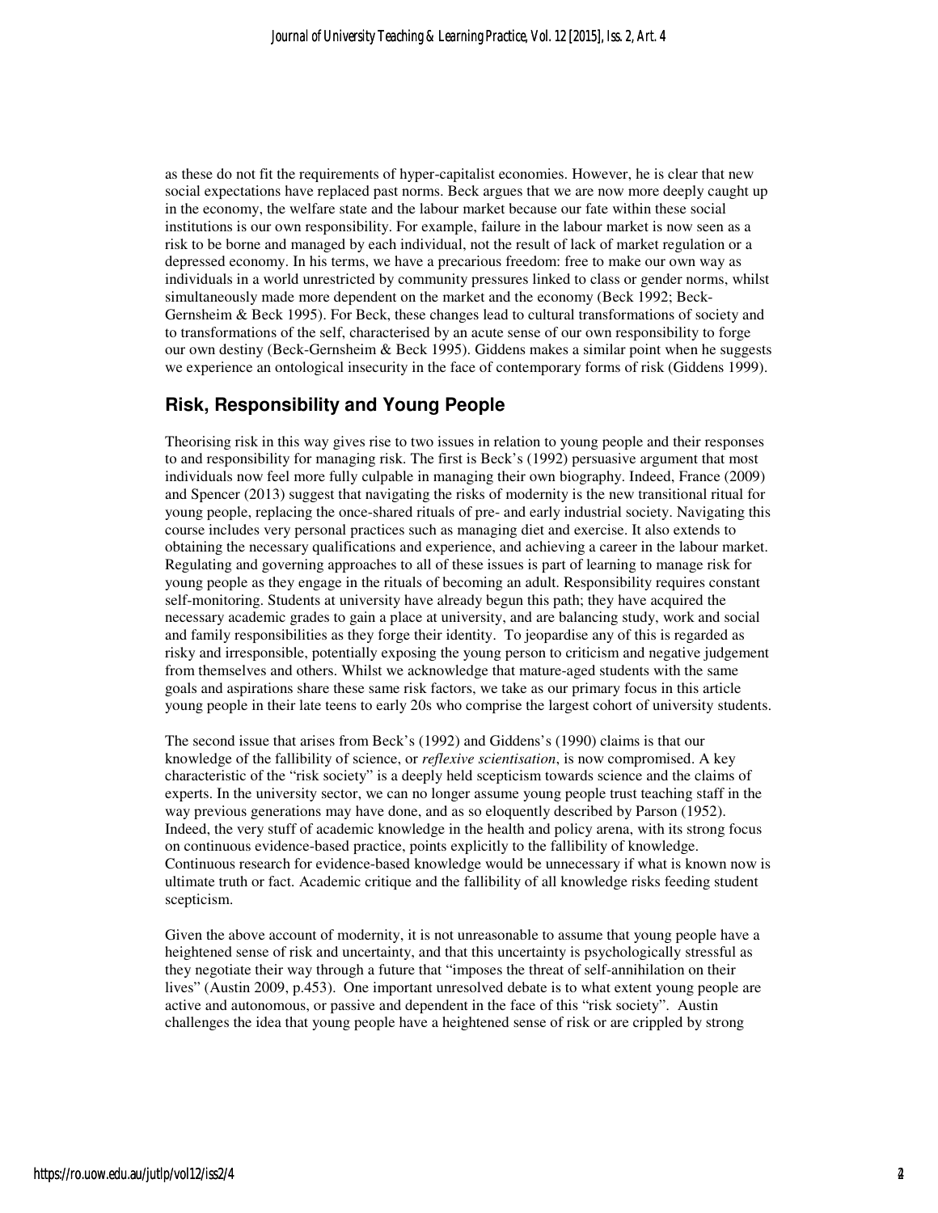as these do not fit the requirements of hyper-capitalist economies. However, he is clear that new social expectations have replaced past norms. Beck argues that we are now more deeply caught up in the economy, the welfare state and the labour market because our fate within these social institutions is our own responsibility. For example, failure in the labour market is now seen as a risk to be borne and managed by each individual, not the result of lack of market regulation or a depressed economy. In his terms, we have a precarious freedom: free to make our own way as individuals in a world unrestricted by community pressures linked to class or gender norms, whilst simultaneously made more dependent on the market and the economy (Beck 1992; Beck-Gernsheim & Beck 1995). For Beck, these changes lead to cultural transformations of society and to transformations of the self, characterised by an acute sense of our own responsibility to forge our own destiny (Beck-Gernsheim & Beck 1995). Giddens makes a similar point when he suggests we experience an ontological insecurity in the face of contemporary forms of risk (Giddens 1999).

## Risk, Responsibility and Young People

Theorising risk in this way gives rise to two issues in relation to young people and their responses to and responsibility for managing risk. The first is Beck's (1992) persuasive argument that most individuals now feel more fully culpable in managing their own biography. Indeed, France (2009) and Spencer (2013) suggest that navigating the risks of modernity is the new transitional ritual for young people, replacing the once-shared rituals of pre- and early industrial society. Navigating this course includes very personal practices such as managing diet and exercise. It also extends to obtaining the necessary qualifications and experience, and achieving a career in the labour market. Regulating and governing approaches to all of these issues is part of learning to manage risk for young people as they engage in the rituals of becoming an adult. Responsibility requires constant self-monitoring. Students at university have already begun this path; they have acquired the necessary academic grades to gain a place at university, and are balancing study, work and social and family responsibilities as they forge their identity. To jeopardise any of this is regarded as risky and irresponsible, potentially exposing the young person to criticism and negative judgement from themselves and others. Whilst we acknowledge that mature-aged students with the same goals and aspirations share these same risk factors, we take as our primary focus in this article young people in their late teens to early 20s who comprise the largest cohort of university students.

The second issue that arises from Beck's (1992) and Giddens's (1990) claims is that our knowledge of the fallibility of science, or *reflexive scientisation*, is now compromised. A key characteristic of the "risk society" is a deeply held scepticism towards science and the claims of experts. In the university sector, we can no longer assume young people trust teaching staff in the way previous generations may have done, and as so eloquently described by Parson (1952). Indeed, the very stuff of academic knowledge in the health and policy arena, with its strong focus on continuous evidence-based practice, points explicitly to the fallibility of knowledge. Continuous research for evidence-based knowledge would be unnecessary if what is known now is ultimate truth or fact. Academic critique and the fallibility of all knowledge risks feeding student scepticism.

Given the above account of modernity, it is not unreasonable to assume that young people have a heightened sense of risk and uncertainty, and that this uncertainty is psychologically stressful as they negotiate their way through a future that "imposes the threat of self-annihilation on their lives" (Austin 2009, p.453). One important unresolved debate is to what extent young people are active and autonomous, or passive and dependent in the face of this "risk society". Austin challenges the idea that young people have a heightened sense of risk or are crippled by strong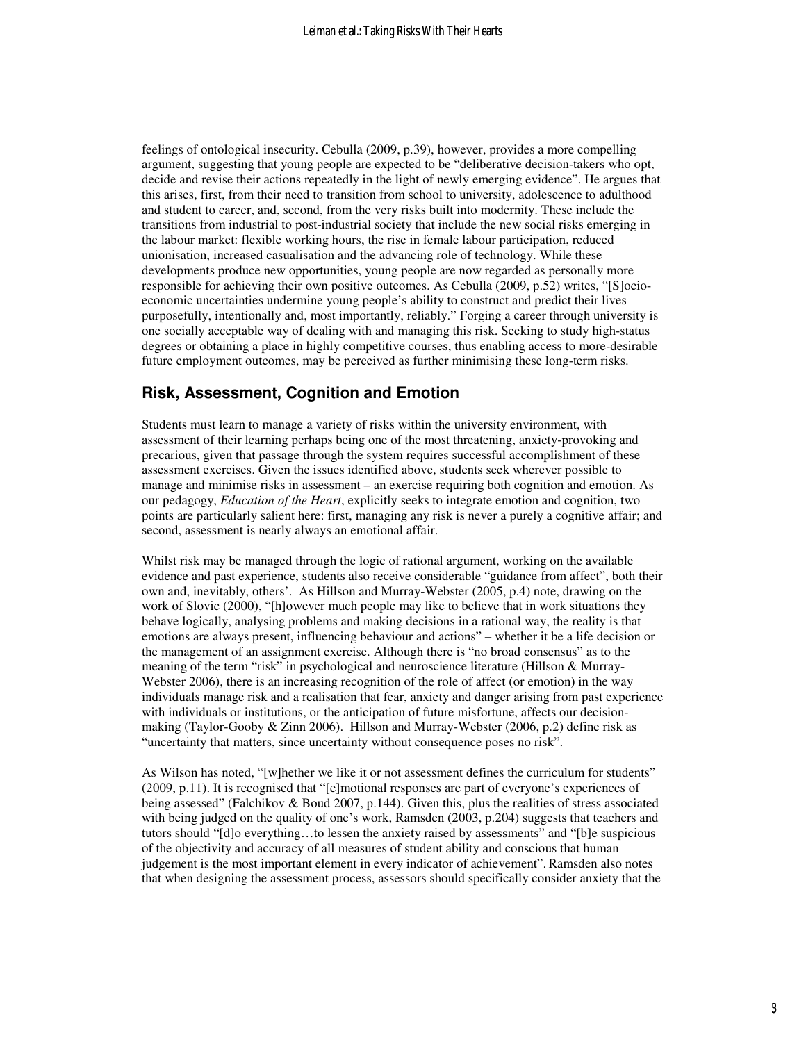feelings of ontological insecurity. Cebulla (2009, p.39), however, provides a more compelling argument, suggesting that young people are expected to be "deliberative decision-takers who opt, decide and revise their actions repeatedly in the light of newly emerging evidence". He argues that this arises, first, from their need to transition from school to university, adolescence to adulthood and student to career, and, second, from the very risks built into modernity. These include the transitions from industrial to post-industrial society that include the new social risks emerging in the labour market: flexible working hours, the rise in female labour participation, reduced unionisation, increased casualisation and the advancing role of technology. While these developments produce new opportunities, young people are now regarded as personally more responsible for achieving their own positive outcomes. As Cebulla (2009, p.52) writes, "[S]ocio-economic uncertainties undermine young people's ability to construct and predict their lives purposefully, intentionally and, most importantly, reliably." Forging a career through university is one socially acceptable way of dealing with and managing this risk. Seeking to study high-status degrees or obtaining a place in highly competitive courses, thus enabling access to more-desirable future employment outcomes, may be perceived as further minimising these long-term risks.

## Risk, Assessment, Cognition and Emotion

Students must learn to manage a variety of risks within the university environment, with assessment of their learning perhaps being one of the most threatening, anxiety-provoking and precarious, given that passage through the system requires successful accomplishment of these assessment exercises. Given the issues identified above, students seek wherever possible to manage and minimise risks in assessment – an exercise requiring both cognition and emotion. As our pedagogy, *Education of the Heart*, explicitly seeks to integrate emotion and cognition, two points are particularly salient here: first, managing any risk is never a purely a cognitive affair; and second, assessment is nearly always an emotional affair.

Whilst risk may be managed through the logic of rational argument, working on the available evidence and past experience, students also receive considerable "guidance from affect", both their own and, inevitably, others'. As Hillson and Murray-Webster (2005, p.4) note, drawing on the work of Slovic (2000), "[h]owever much people may like to believe that in work situations they behave logically, analysing problems and making decisions in a rational way, the reality is that emotions are always present, influencing behaviour and actions" – whether it be a life decision or the management of an assignment exercise. Although there is "no broad consensus" as to the meaning of the term "risk" in psychological and neuroscience literature (Hillson & Murray-Webster 2006), there is an increasing recognition of the role of affect (or emotion) in the way individuals manage risk and a realisation that fear, anxiety and danger arising from past experience with individuals or institutions, or the anticipation of future misfortune, affects our decision-making (Taylor-Gooby & Zinn 2006). Hillson and Murray-Webster (2006, p.2) define risk as "uncertainty that matters, since uncertainty without consequence poses no risk".

As Wilson has noted, "[w]hether we like it or not assessment defines the curriculum for students" (2009, p.11). It is recognised that "[e]motional responses are part of everyone's experiences of being assessed" (Falchikov & Boud 2007, p.144). Given this, plus the realities of stress associated with being judged on the quality of one's work, Ramsden (2003, p.204) suggests that teachers and tutors should "[d]o everything…to lessen the anxiety raised by assessments" and "[b]e suspicious of the objectivity and accuracy of all measures of student ability and conscious that human judgement is the most important element in every indicator of achievement". Ramsden also notes that when designing the assessment process, assessors should specifically consider anxiety that the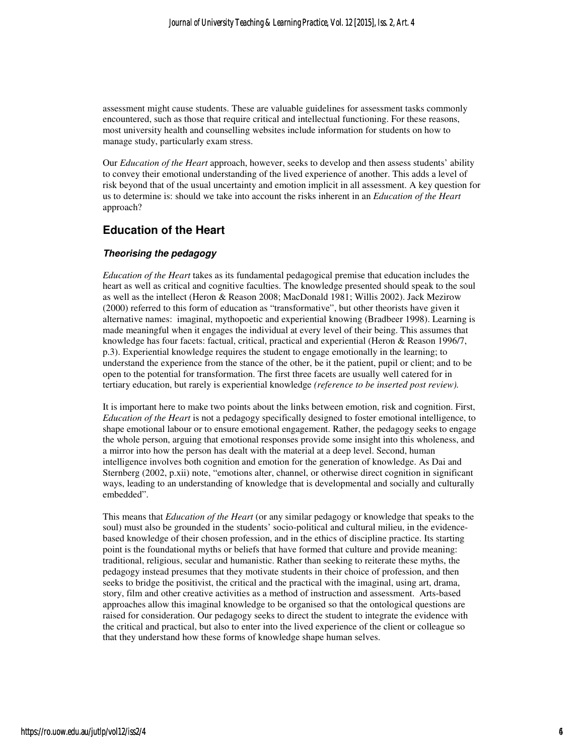assessment might cause students. These are valuable guidelines for assessment tasks commonly encountered, such as those that require critical and intellectual functioning. For these reasons, most university health and counselling websites include information for students on how to manage study, particularly exam stress.

Our *Education of the Heart* approach, however, seeks to develop and then assess students' ability to convey their emotional understanding of the lived experience of another. This adds a level of risk beyond that of the usual uncertainty and emotion implicit in all assessment. A key question for us to determine is: should we take into account the risks inherent in an *Education of the Heart* approach?

## Education of the Heart

### *Theorising the pedagogy*

*Education of the Heart* takes as its fundamental pedagogical premise that education includes the heart as well as critical and cognitive faculties. The knowledge presented should speak to the soul as well as the intellect (Heron & Reason 2008; MacDonald 1981; Willis 2002). Jack Mezirow (2000) referred to this form of education as "transformative", but other theorists have given it alternative names: imaginal, mythopoetic and experiential knowing (Bradbeer 1998). Learning is made meaningful when it engages the individual at every level of their being. This assumes that knowledge has four facets: factual, critical, practical and experiential (Heron & Reason 1996/7, p.3). Experiential knowledge requires the student to engage emotionally in the learning; to understand the experience from the stance of the other, be it the patient, pupil or client; and to be open to the potential for transformation. The first three facets are usually well catered for in tertiary education, but rarely is experiential knowledge *(reference to be inserted post review).*

It is important here to make two points about the links between emotion, risk and cognition. First, *Education of the Heart* is not a pedagogy specifically designed to foster emotional intelligence, to shape emotional labour or to ensure emotional engagement. Rather, the pedagogy seeks to engage the whole person, arguing that emotional responses provide some insight into this wholeness, and a mirror into how the person has dealt with the material at a deep level. Second, human intelligence involves both cognition and emotion for the generation of knowledge. As Dai and Sternberg (2002, p.xii) note, "emotions alter, channel, or otherwise direct cognition in significant ways, leading to an understanding of knowledge that is developmental and socially and culturally embedded".

This means that *Education of the Heart* (or any similar pedagogy or knowledge that speaks to the soul) must also be grounded in the students' socio-political and cultural milieu, in the evidence-based knowledge of their chosen profession, and in the ethics of discipline practice. Its starting point is the foundational myths or beliefs that have formed that culture and provide meaning: traditional, religious, secular and humanistic. Rather than seeking to reiterate these myths, the pedagogy instead presumes that they motivate students in their choice of profession, and then seeks to bridge the positivist, the critical and the practical with the imaginal, using art, drama, story, film and other creative activities as a method of instruction and assessment. Arts-based approaches allow this imaginal knowledge to be organised so that the ontological questions are raised for consideration. Our pedagogy seeks to direct the student to integrate the evidence with the critical and practical, but also to enter into the lived experience of the client or colleague so that they understand how these forms of knowledge shape human selves.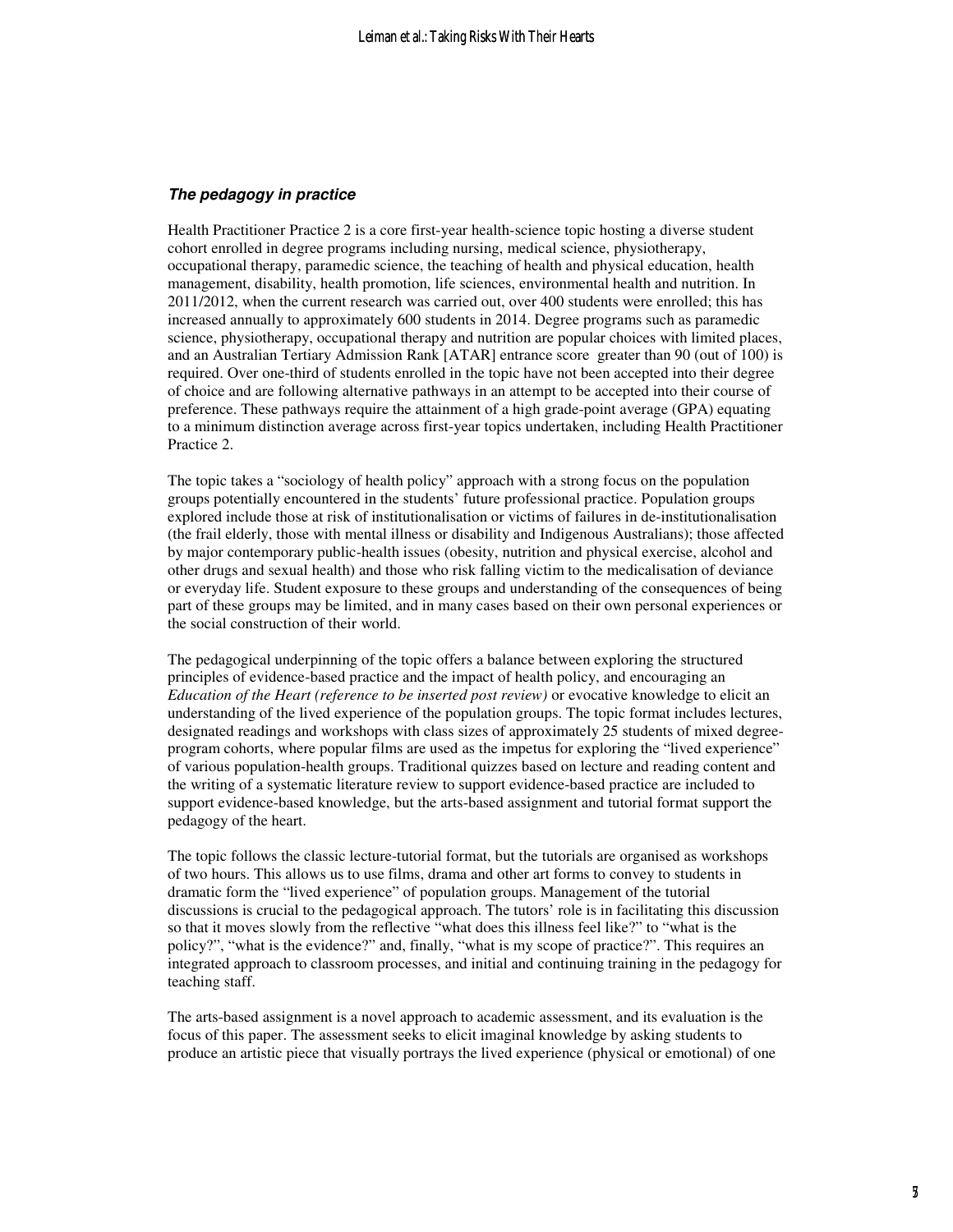### *The pedagogy in practice*

Health Practitioner Practice 2 is a core first-year health-science topic hosting a diverse student cohort enrolled in degree programs including nursing, medical science, physiotherapy, occupational therapy, paramedic science, the teaching of health and physical education, health management, disability, health promotion, life sciences, environmental health and nutrition. In 2011/2012, when the current research was carried out, over 400 students were enrolled; this has increased annually to approximately 600 students in 2014. Degree programs such as paramedic science, physiotherapy, occupational therapy and nutrition are popular choices with limited places, and an Australian Tertiary Admission Rank [ATAR] entrance score greater than 90 (out of 100) is required. Over one-third of students enrolled in the topic have not been accepted into their degree of choice and are following alternative pathways in an attempt to be accepted into their course of preference. These pathways require the attainment of a high grade-point average (GPA) equating to a minimum distinction average across first-year topics undertaken, including Health Practitioner Practice 2.

The topic takes a "sociology of health policy" approach with a strong focus on the population groups potentially encountered in the students' future professional practice. Population groups explored include those at risk of institutionalisation or victims of failures in de-institutionalisation (the frail elderly, those with mental illness or disability and Indigenous Australians); those affected by major contemporary public-health issues (obesity, nutrition and physical exercise, alcohol and other drugs and sexual health) and those who risk falling victim to the medicalisation of deviance or everyday life. Student exposure to these groups and understanding of the consequences of being part of these groups may be limited, and in many cases based on their own personal experiences or the social construction of their world.

The pedagogical underpinning of the topic offers a balance between exploring the structured principles of evidence-based practice and the impact of health policy, and encouraging an *Education of the Heart (reference to be inserted post review)* or evocative knowledge to elicit an understanding of the lived experience of the population groups. The topic format includes lectures, designated readings and workshops with class sizes of approximately 25 students of mixed degree-program cohorts, where popular films are used as the impetus for exploring the "lived experience" of various population-health groups. Traditional quizzes based on lecture and reading content and the writing of a systematic literature review to support evidence-based practice are included to support evidence-based knowledge, but the arts-based assignment and tutorial format support the pedagogy of the heart.

The topic follows the classic lecture-tutorial format, but the tutorials are organised as workshops of two hours. This allows us to use films, drama and other art forms to convey to students in dramatic form the "lived experience" of population groups. Management of the tutorial discussions is crucial to the pedagogical approach. The tutors' role is in facilitating this discussion so that it moves slowly from the reflective "what does this illness feel like?" to "what is the policy?", "what is the evidence?" and, finally, "what is my scope of practice?". This requires an integrated approach to classroom processes, and initial and continuing training in the pedagogy for teaching staff.

The arts-based assignment is a novel approach to academic assessment, and its evaluation is the focus of this paper. The assessment seeks to elicit imaginal knowledge by asking students to produce an artistic piece that visually portrays the lived experience (physical or emotional) of one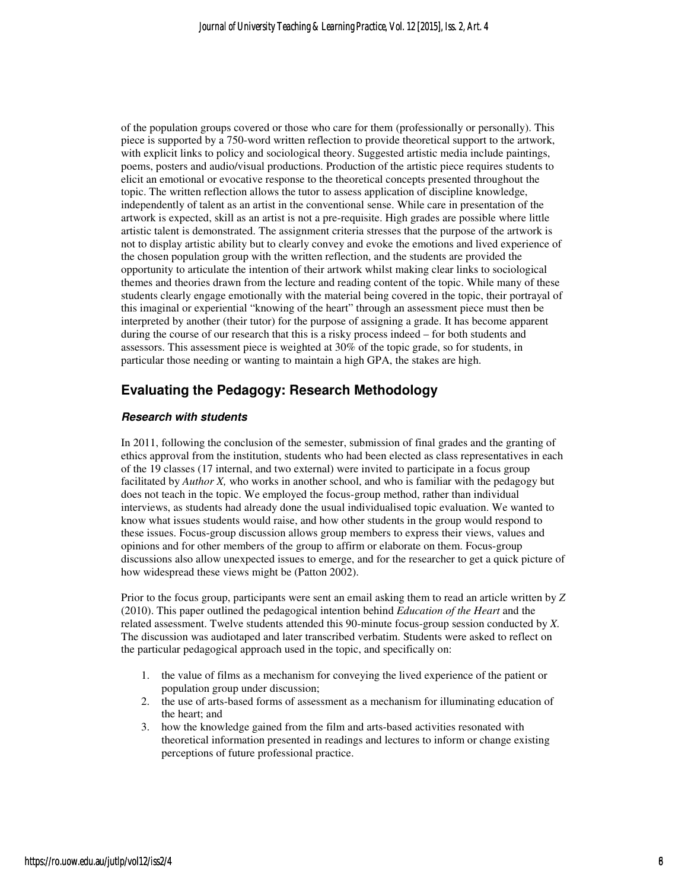of the population groups covered or those who care for them (professionally or personally). This piece is supported by a 750-word written reflection to provide theoretical support to the artwork, with explicit links to policy and sociological theory. Suggested artistic media include paintings, poems, posters and audio/visual productions. Production of the artistic piece requires students to elicit an emotional or evocative response to the theoretical concepts presented throughout the topic. The written reflection allows the tutor to assess application of discipline knowledge, independently of talent as an artist in the conventional sense. While care in presentation of the artwork is expected, skill as an artist is not a pre-requisite. High grades are possible where little artistic talent is demonstrated. The assignment criteria stresses that the purpose of the artwork is not to display artistic ability but to clearly convey and evoke the emotions and lived experience of the chosen population group with the written reflection, and the students are provided the opportunity to articulate the intention of their artwork whilst making clear links to sociological themes and theories drawn from the lecture and reading content of the topic. While many of these students clearly engage emotionally with the material being covered in the topic, their portrayal of this imaginal or experiential "knowing of the heart" through an assessment piece must then be interpreted by another (their tutor) for the purpose of assigning a grade. It has become apparent during the course of our research that this is a risky process indeed – for both students and assessors. This assessment piece is weighted at 30% of the topic grade, so for students, in particular those needing or wanting to maintain a high GPA, the stakes are high.

## Evaluating the Pedagogy: Research Methodology

### *Research with students*

In 2011, following the conclusion of the semester, submission of final grades and the granting of ethics approval from the institution, students who had been elected as class representatives in each of the 19 classes (17 internal, and two external) were invited to participate in a focus group facilitated by *Author X,* who works in another school, and who is familiar with the pedagogy but does not teach in the topic. We employed the focus-group method, rather than individual interviews, as students had already done the usual individualised topic evaluation. We wanted to know what issues students would raise, and how other students in the group would respond to these issues. Focus-group discussion allows group members to express their views, values and opinions and for other members of the group to affirm or elaborate on them. Focus-group discussions also allow unexpected issues to emerge, and for the researcher to get a quick picture of how widespread these views might be (Patton 2002).

Prior to the focus group, participants were sent an email asking them to read an article written by *Z* (2010). This paper outlined the pedagogical intention behind *Education of the Heart* and the related assessment. Twelve students attended this 90-minute focus-group session conducted by *X.* The discussion was audiotaped and later transcribed verbatim. Students were asked to reflect on the particular pedagogical approach used in the topic, and specifically on:

1. the value of films as a mechanism for conveying the lived experience of the patient or population group under discussion;
2. the use of arts-based forms of assessment as a mechanism for illuminating education of the heart; and
3. how the knowledge gained from the film and arts-based activities resonated with theoretical information presented in readings and lectures to inform or change existing perceptions of future professional practice.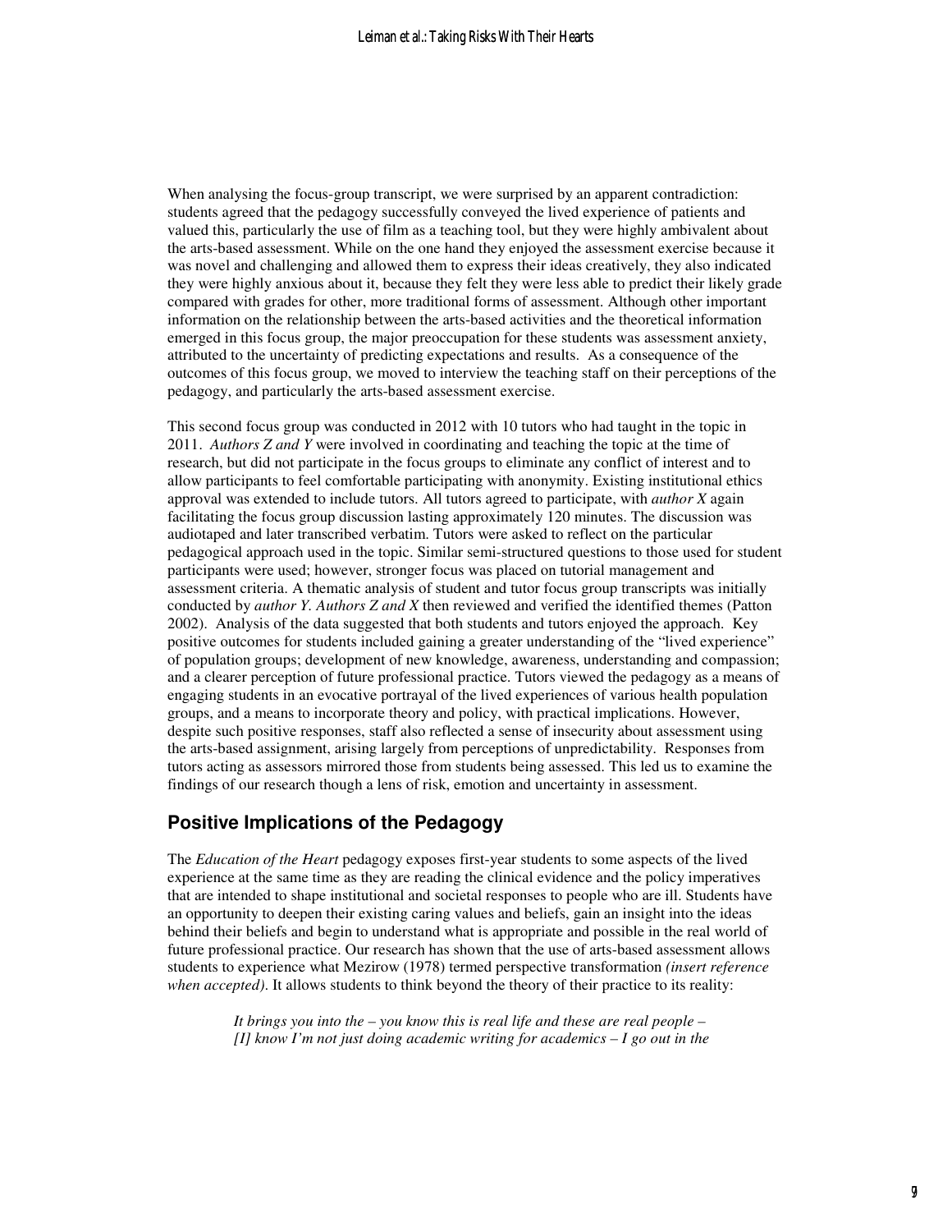When analysing the focus-group transcript, we were surprised by an apparent contradiction: students agreed that the pedagogy successfully conveyed the lived experience of patients and valued this, particularly the use of film as a teaching tool, but they were highly ambivalent about the arts-based assessment. While on the one hand they enjoyed the assessment exercise because it was novel and challenging and allowed them to express their ideas creatively, they also indicated they were highly anxious about it, because they felt they were less able to predict their likely grade compared with grades for other, more traditional forms of assessment. Although other important information on the relationship between the arts-based activities and the theoretical information emerged in this focus group, the major preoccupation for these students was assessment anxiety, attributed to the uncertainty of predicting expectations and results. As a consequence of the outcomes of this focus group, we moved to interview the teaching staff on their perceptions of the pedagogy, and particularly the arts-based assessment exercise.

This second focus group was conducted in 2012 with 10 tutors who had taught in the topic in 2011. *Authors Z and Y* were involved in coordinating and teaching the topic at the time of research, but did not participate in the focus groups to eliminate any conflict of interest and to allow participants to feel comfortable participating with anonymity. Existing institutional ethics approval was extended to include tutors. All tutors agreed to participate, with *author X* again facilitating the focus group discussion lasting approximately 120 minutes. The discussion was audiotaped and later transcribed verbatim. Tutors were asked to reflect on the particular pedagogical approach used in the topic. Similar semi-structured questions to those used for student participants were used; however, stronger focus was placed on tutorial management and assessment criteria. A thematic analysis of student and tutor focus group transcripts was initially conducted by *author Y*. *Authors Z and X* then reviewed and verified the identified themes (Patton 2002). Analysis of the data suggested that both students and tutors enjoyed the approach. Key positive outcomes for students included gaining a greater understanding of the "lived experience" of population groups; development of new knowledge, awareness, understanding and compassion; and a clearer perception of future professional practice. Tutors viewed the pedagogy as a means of engaging students in an evocative portrayal of the lived experiences of various health population groups, and a means to incorporate theory and policy, with practical implications. However, despite such positive responses, staff also reflected a sense of insecurity about assessment using the arts-based assignment, arising largely from perceptions of unpredictability. Responses from tutors acting as assessors mirrored those from students being assessed. This led us to examine the findings of our research though a lens of risk, emotion and uncertainty in assessment.

## Positive Implications of the Pedagogy

The *Education of the Heart* pedagogy exposes first-year students to some aspects of the lived experience at the same time as they are reading the clinical evidence and the policy imperatives that are intended to shape institutional and societal responses to people who are ill. Students have an opportunity to deepen their existing caring values and beliefs, gain an insight into the ideas behind their beliefs and begin to understand what is appropriate and possible in the real world of future professional practice. Our research has shown that the use of arts-based assessment allows students to experience what Mezirow (1978) termed perspective transformation *(insert reference when accepted)*. It allows students to think beyond the theory of their practice to its reality:

> *It brings you into the – you know this is real life and these are real people – [I] know I'm not just doing academic writing for academics – I go out in the*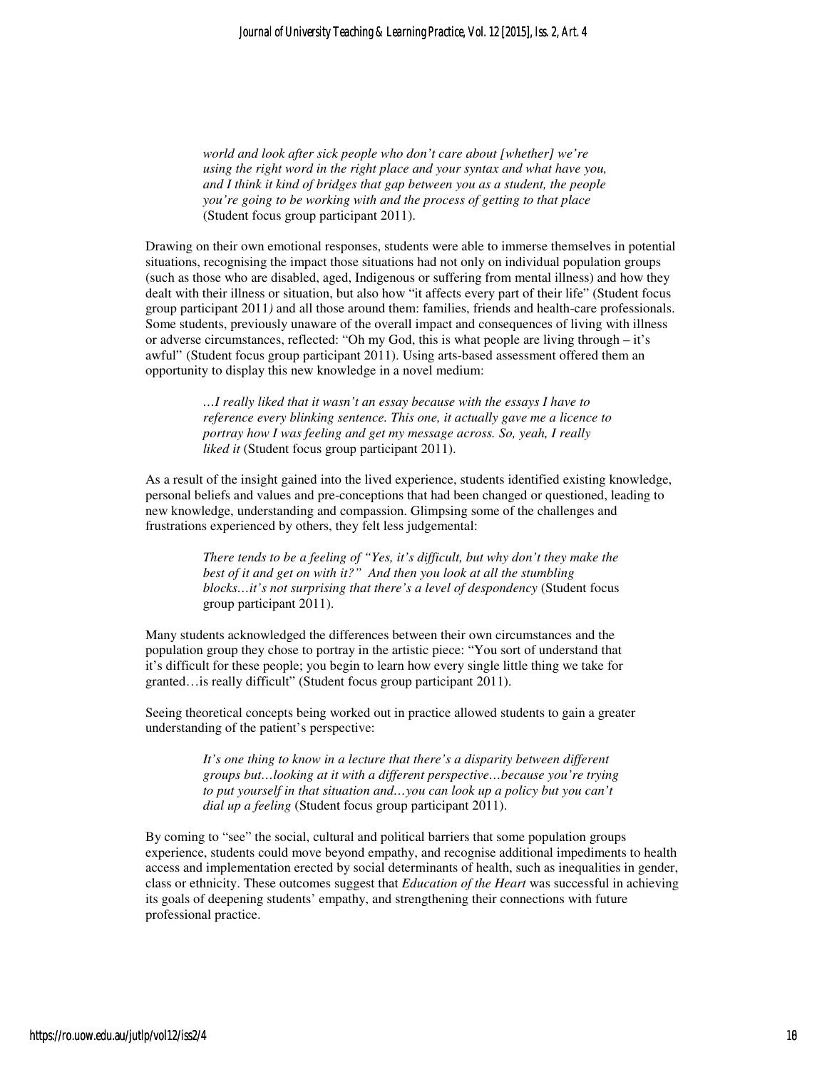> *world and look after sick people who don't care about [whether] we're using the right word in the right place and your syntax and what have you, and I think it kind of bridges that gap between you as a student, the people you're going to be working with and the process of getting to that place* (Student focus group participant 2011).

Drawing on their own emotional responses, students were able to immerse themselves in potential situations, recognising the impact those situations had not only on individual population groups (such as those who are disabled, aged, Indigenous or suffering from mental illness) and how they dealt with their illness or situation, but also how "it affects every part of their life" (Student focus group participant 2011*)* and all those around them: families, friends and health-care professionals. Some students, previously unaware of the overall impact and consequences of living with illness or adverse circumstances, reflected: "Oh my God, this is what people are living through – it's awful" (Student focus group participant 2011). Using arts-based assessment offered them an opportunity to display this new knowledge in a novel medium:

> *…I really liked that it wasn't an essay because with the essays I have to reference every blinking sentence. This one, it actually gave me a licence to portray how I was feeling and get my message across. So, yeah, I really liked it* (Student focus group participant 2011).

As a result of the insight gained into the lived experience, students identified existing knowledge, personal beliefs and values and pre-conceptions that had been changed or questioned, leading to new knowledge, understanding and compassion. Glimpsing some of the challenges and frustrations experienced by others, they felt less judgemental:

> *There tends to be a feeling of "Yes, it's difficult, but why don't they make the best of it and get on with it?" And then you look at all the stumbling blocks…it's not surprising that there's a level of despondency* (Student focus group participant 2011).

Many students acknowledged the differences between their own circumstances and the population group they chose to portray in the artistic piece: "You sort of understand that it's difficult for these people; you begin to learn how every single little thing we take for granted…is really difficult" (Student focus group participant 2011).

Seeing theoretical concepts being worked out in practice allowed students to gain a greater understanding of the patient's perspective:

> *It's one thing to know in a lecture that there's a disparity between different groups but…looking at it with a different perspective…because you're trying to put yourself in that situation and…you can look up a policy but you can't dial up a feeling* (Student focus group participant 2011).

By coming to "see" the social, cultural and political barriers that some population groups experience, students could move beyond empathy, and recognise additional impediments to health access and implementation erected by social determinants of health, such as inequalities in gender, class or ethnicity. These outcomes suggest that *Education of the Heart* was successful in achieving its goals of deepening students' empathy, and strengthening their connections with future professional practice.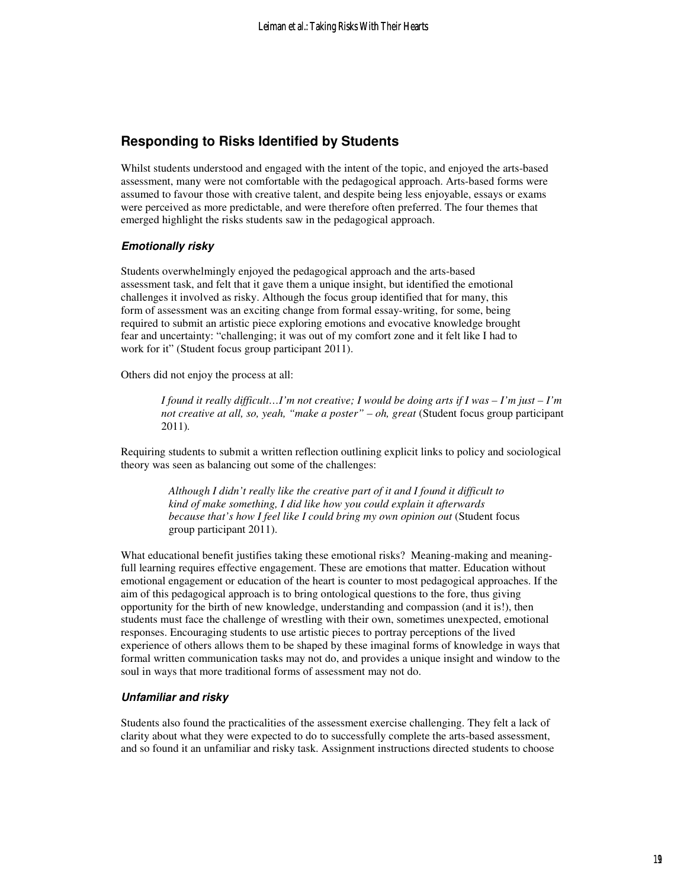## Responding to Risks Identified by Students

Whilst students understood and engaged with the intent of the topic, and enjoyed the arts-based assessment, many were not comfortable with the pedagogical approach. Arts-based forms were assumed to favour those with creative talent, and despite being less enjoyable, essays or exams were perceived as more predictable, and were therefore often preferred. The four themes that emerged highlight the risks students saw in the pedagogical approach.

### *Emotionally risky*

Students overwhelmingly enjoyed the pedagogical approach and the arts-based assessment task, and felt that it gave them a unique insight, but identified the emotional challenges it involved as risky. Although the focus group identified that for many, this form of assessment was an exciting change from formal essay-writing, for some, being required to submit an artistic piece exploring emotions and evocative knowledge brought fear and uncertainty: "challenging; it was out of my comfort zone and it felt like I had to work for it" (Student focus group participant 2011).

Others did not enjoy the process at all:

> *I found it really difficult…I'm not creative; I would be doing arts if I was – I'm just – I'm not creative at all, so, yeah, "make a poster" – oh, great* (Student focus group participant 2011).

Requiring students to submit a written reflection outlining explicit links to policy and sociological theory was seen as balancing out some of the challenges:

> *Although I didn't really like the creative part of it and I found it difficult to kind of make something, I did like how you could explain it afterwards because that's how I feel like I could bring my own opinion out* (Student focus group participant 2011).

What educational benefit justifies taking these emotional risks? Meaning-making and meaning-full learning requires effective engagement. These are emotions that matter. Education without emotional engagement or education of the heart is counter to most pedagogical approaches. If the aim of this pedagogical approach is to bring ontological questions to the fore, thus giving opportunity for the birth of new knowledge, understanding and compassion (and it is!), then students must face the challenge of wrestling with their own, sometimes unexpected, emotional responses. Encouraging students to use artistic pieces to portray perceptions of the lived experience of others allows them to be shaped by these imaginal forms of knowledge in ways that formal written communication tasks may not do, and provides a unique insight and window to the soul in ways that more traditional forms of assessment may not do.

### *Unfamiliar and risky*

Students also found the practicalities of the assessment exercise challenging. They felt a lack of clarity about what they were expected to do to successfully complete the arts-based assessment, and so found it an unfamiliar and risky task. Assignment instructions directed students to choose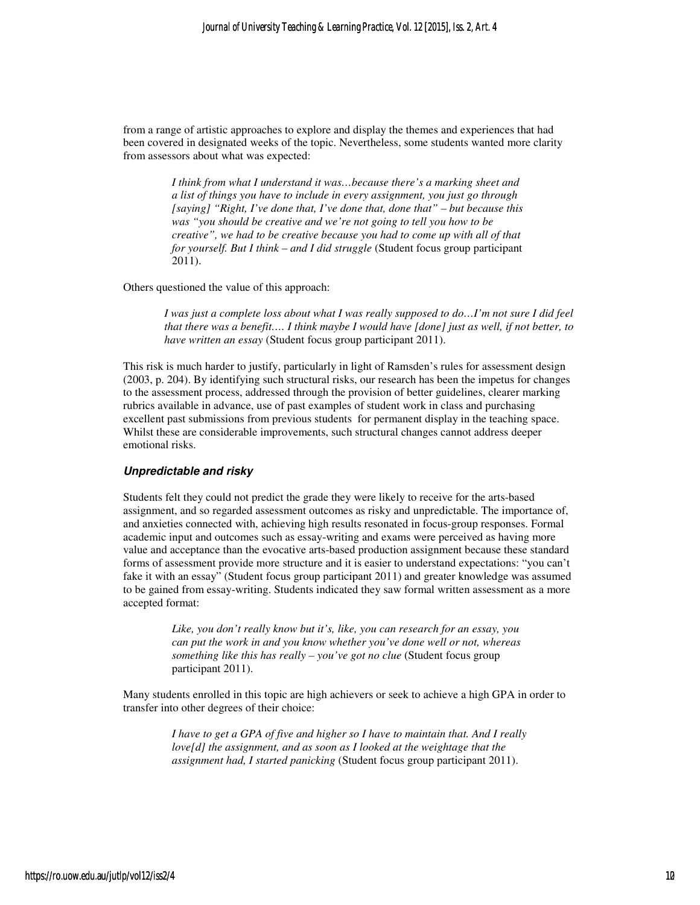from a range of artistic approaches to explore and display the themes and experiences that had been covered in designated weeks of the topic. Nevertheless, some students wanted more clarity from assessors about what was expected:

> *I think from what I understand it was…because there's a marking sheet and a list of things you have to include in every assignment, you just go through [saying] "Right, I've done that, I've done that, done that" – but because this was "you should be creative and we're not going to tell you how to be creative", we had to be creative because you had to come up with all of that for yourself. But I think – and I did struggle* (Student focus group participant 2011).

Others questioned the value of this approach:

> *I was just a complete loss about what I was really supposed to do…I'm not sure I did feel that there was a benefit…. I think maybe I would have [done] just as well, if not better, to have written an essay* (Student focus group participant 2011).

This risk is much harder to justify, particularly in light of Ramsden's rules for assessment design (2003, p. 204). By identifying such structural risks, our research has been the impetus for changes to the assessment process, addressed through the provision of better guidelines, clearer marking rubrics available in advance, use of past examples of student work in class and purchasing excellent past submissions from previous students for permanent display in the teaching space. Whilst these are considerable improvements, such structural changes cannot address deeper emotional risks.

### *Unpredictable and risky*

Students felt they could not predict the grade they were likely to receive for the arts-based assignment, and so regarded assessment outcomes as risky and unpredictable. The importance of, and anxieties connected with, achieving high results resonated in focus-group responses. Formal academic input and outcomes such as essay-writing and exams were perceived as having more value and acceptance than the evocative arts-based production assignment because these standard forms of assessment provide more structure and it is easier to understand expectations: "you can't fake it with an essay" (Student focus group participant 2011) and greater knowledge was assumed to be gained from essay-writing. Students indicated they saw formal written assessment as a more accepted format:

> *Like, you don't really know but it's, like, you can research for an essay, you can put the work in and you know whether you've done well or not, whereas something like this has really – you've got no clue* (Student focus group participant 2011).

Many students enrolled in this topic are high achievers or seek to achieve a high GPA in order to transfer into other degrees of their choice:

> *I have to get a GPA of five and higher so I have to maintain that. And I really love[d] the assignment, and as soon as I looked at the weightage that the assignment had, I started panicking* (Student focus group participant 2011).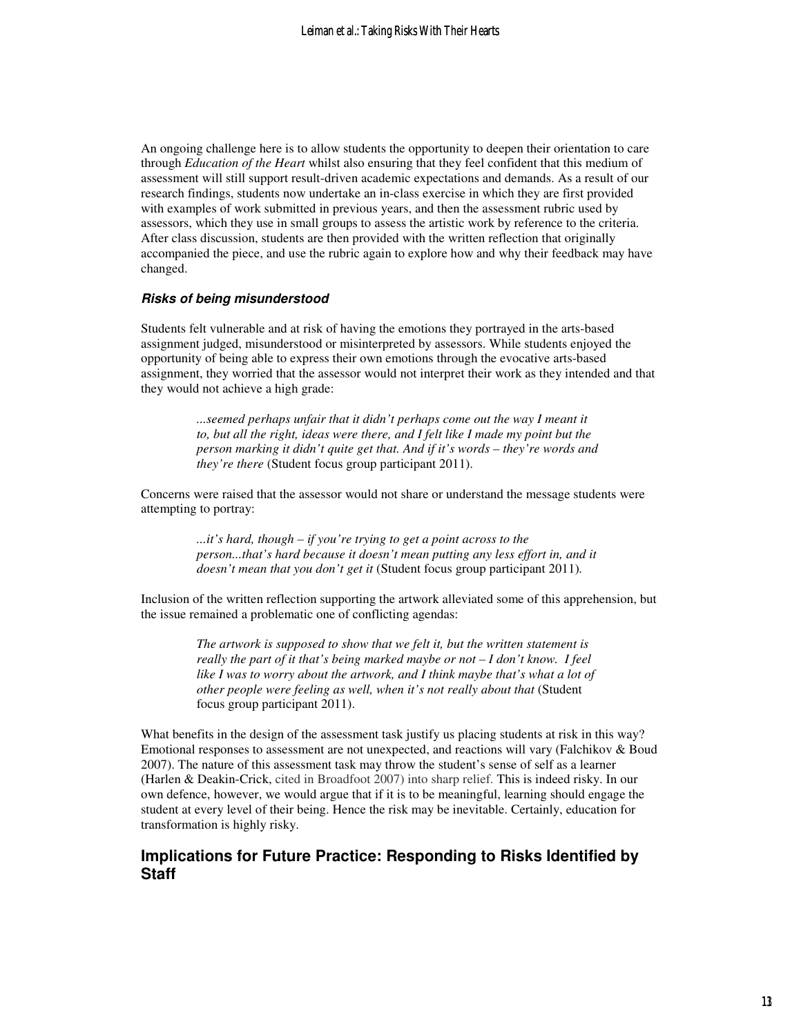An ongoing challenge here is to allow students the opportunity to deepen their orientation to care through *Education of the Heart* whilst also ensuring that they feel confident that this medium of assessment will still support result-driven academic expectations and demands. As a result of our research findings, students now undertake an in-class exercise in which they are first provided with examples of work submitted in previous years, and then the assessment rubric used by assessors, which they use in small groups to assess the artistic work by reference to the criteria. After class discussion, students are then provided with the written reflection that originally accompanied the piece, and use the rubric again to explore how and why their feedback may have changed.

#### *Risks of being misunderstood*

Students felt vulnerable and at risk of having the emotions they portrayed in the arts-based assignment judged, misunderstood or misinterpreted by assessors. While students enjoyed the opportunity of being able to express their own emotions through the evocative arts-based assignment, they worried that the assessor would not interpret their work as they intended and that they would not achieve a high grade:

> *...seemed perhaps unfair that it didn't perhaps come out the way I meant it to, but all the right, ideas were there, and I felt like I made my point but the person marking it didn't quite get that. And if it's words – they're words and they're there* (Student focus group participant 2011).

Concerns were raised that the assessor would not share or understand the message students were attempting to portray:

> *...it's hard, though – if you're trying to get a point across to the person...that's hard because it doesn't mean putting any less effort in, and it doesn't mean that you don't get it* (Student focus group participant 2011).

Inclusion of the written reflection supporting the artwork alleviated some of this apprehension, but the issue remained a problematic one of conflicting agendas:

> *The artwork is supposed to show that we felt it, but the written statement is really the part of it that's being marked maybe or not – I don't know. I feel like I was to worry about the artwork, and I think maybe that's what a lot of other people were feeling as well, when it's not really about that* (Student focus group participant 2011).

What benefits in the design of the assessment task justify us placing students at risk in this way? Emotional responses to assessment are not unexpected, and reactions will vary (Falchikov & Boud 2007). The nature of this assessment task may throw the student's sense of self as a learner (Harlen & Deakin-Crick, cited in Broadfoot 2007) into sharp relief. This is indeed risky. In our own defence, however, we would argue that if it is to be meaningful, learning should engage the student at every level of their being. Hence the risk may be inevitable. Certainly, education for transformation is highly risky.

## Implications for Future Practice: Responding to Risks Identified by Staff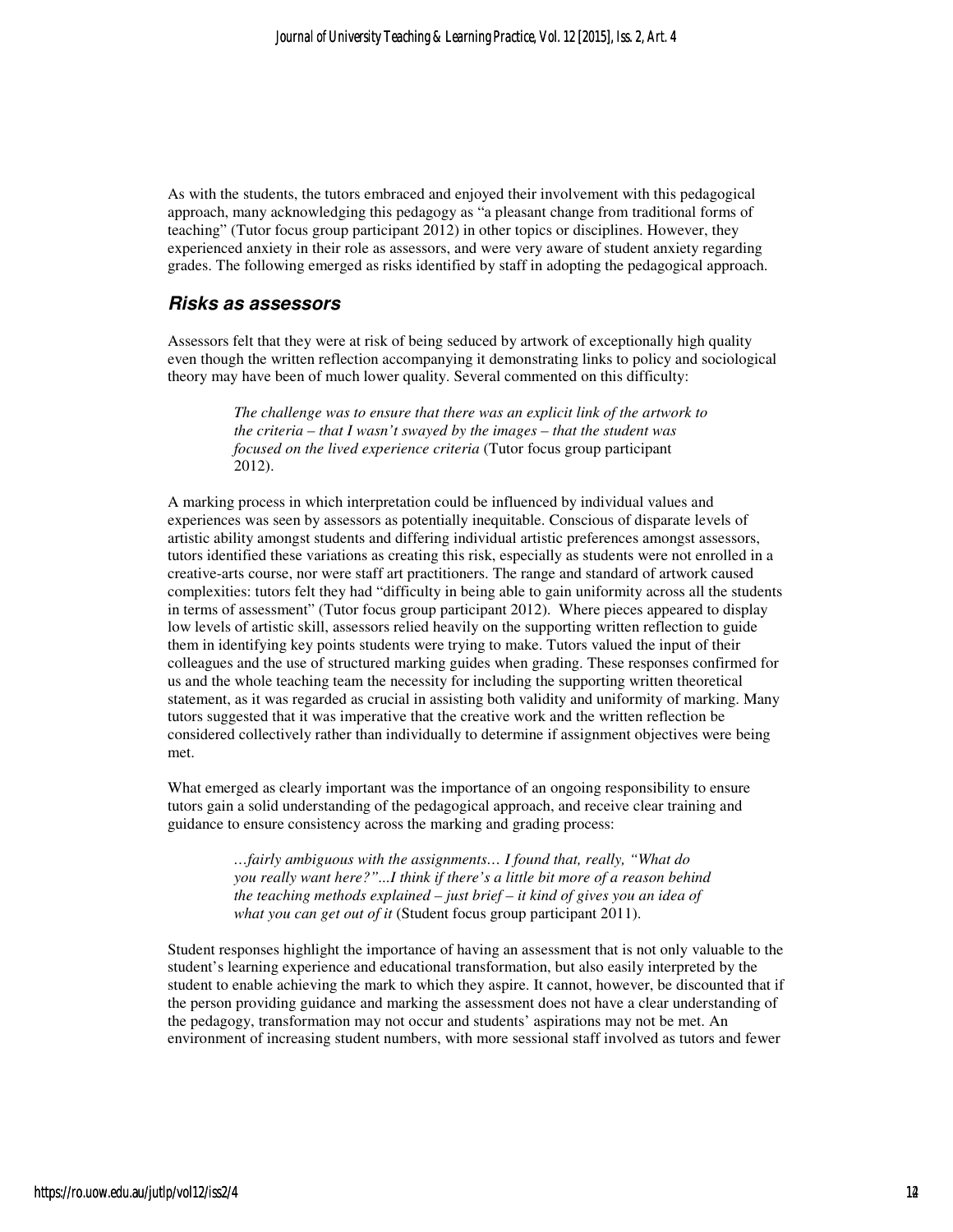As with the students, the tutors embraced and enjoyed their involvement with this pedagogical approach, many acknowledging this pedagogy as "a pleasant change from traditional forms of teaching" (Tutor focus group participant 2012) in other topics or disciplines. However, they experienced anxiety in their role as assessors, and were very aware of student anxiety regarding grades. The following emerged as risks identified by staff in adopting the pedagogical approach.

## *Risks as assessors*

Assessors felt that they were at risk of being seduced by artwork of exceptionally high quality even though the written reflection accompanying it demonstrating links to policy and sociological theory may have been of much lower quality. Several commented on this difficulty:

> *The challenge was to ensure that there was an explicit link of the artwork to the criteria – that I wasn't swayed by the images – that the student was focused on the lived experience criteria* (Tutor focus group participant 2012).

A marking process in which interpretation could be influenced by individual values and experiences was seen by assessors as potentially inequitable. Conscious of disparate levels of artistic ability amongst students and differing individual artistic preferences amongst assessors, tutors identified these variations as creating this risk, especially as students were not enrolled in a creative-arts course, nor were staff art practitioners. The range and standard of artwork caused complexities: tutors felt they had "difficulty in being able to gain uniformity across all the students in terms of assessment" (Tutor focus group participant 2012). Where pieces appeared to display low levels of artistic skill, assessors relied heavily on the supporting written reflection to guide them in identifying key points students were trying to make. Tutors valued the input of their colleagues and the use of structured marking guides when grading. These responses confirmed for us and the whole teaching team the necessity for including the supporting written theoretical statement, as it was regarded as crucial in assisting both validity and uniformity of marking. Many tutors suggested that it was imperative that the creative work and the written reflection be considered collectively rather than individually to determine if assignment objectives were being met.

What emerged as clearly important was the importance of an ongoing responsibility to ensure tutors gain a solid understanding of the pedagogical approach, and receive clear training and guidance to ensure consistency across the marking and grading process:

> *…fairly ambiguous with the assignments… I found that, really, "What do you really want here?"...I think if there's a little bit more of a reason behind the teaching methods explained – just brief – it kind of gives you an idea of what you can get out of it* (Student focus group participant 2011).

Student responses highlight the importance of having an assessment that is not only valuable to the student's learning experience and educational transformation, but also easily interpreted by the student to enable achieving the mark to which they aspire. It cannot, however, be discounted that if the person providing guidance and marking the assessment does not have a clear understanding of the pedagogy, transformation may not occur and students' aspirations may not be met. An environment of increasing student numbers, with more sessional staff involved as tutors and fewer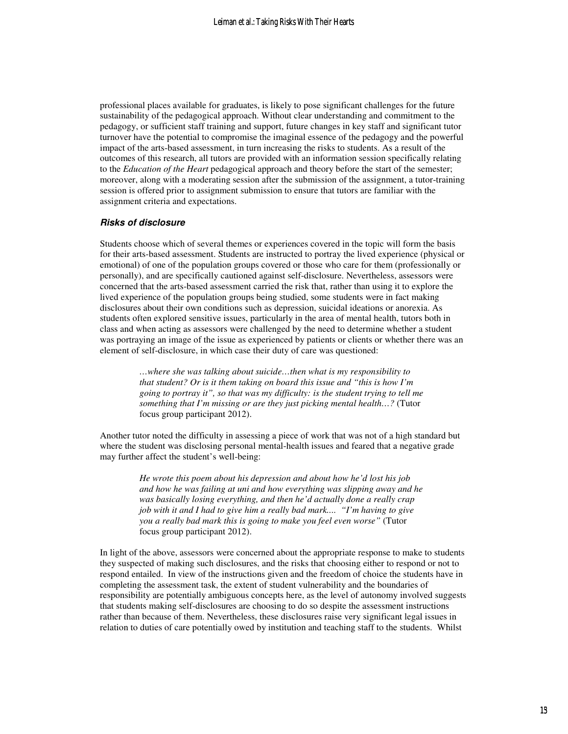professional places available for graduates, is likely to pose significant challenges for the future sustainability of the pedagogical approach. Without clear understanding and commitment to the pedagogy, or sufficient staff training and support, future changes in key staff and significant tutor turnover have the potential to compromise the imaginal essence of the pedagogy and the powerful impact of the arts-based assessment, in turn increasing the risks to students. As a result of the outcomes of this research, all tutors are provided with an information session specifically relating to the *Education of the Heart* pedagogical approach and theory before the start of the semester; moreover, along with a moderating session after the submission of the assignment, a tutor-training session is offered prior to assignment submission to ensure that tutors are familiar with the assignment criteria and expectations.

### *Risks of disclosure*

Students choose which of several themes or experiences covered in the topic will form the basis for their arts-based assessment. Students are instructed to portray the lived experience (physical or emotional) of one of the population groups covered or those who care for them (professionally or personally), and are specifically cautioned against self-disclosure. Nevertheless, assessors were concerned that the arts-based assessment carried the risk that, rather than using it to explore the lived experience of the population groups being studied, some students were in fact making disclosures about their own conditions such as depression, suicidal ideations or anorexia. As students often explored sensitive issues, particularly in the area of mental health, tutors both in class and when acting as assessors were challenged by the need to determine whether a student was portraying an image of the issue as experienced by patients or clients or whether there was an element of self-disclosure, in which case their duty of care was questioned:

> *…where she was talking about suicide…then what is my responsibility to that student? Or is it them taking on board this issue and "this is how I'm going to portray it", so that was my difficulty: is the student trying to tell me something that I'm missing or are they just picking mental health…?* (Tutor focus group participant 2012).

Another tutor noted the difficulty in assessing a piece of work that was not of a high standard but where the student was disclosing personal mental-health issues and feared that a negative grade may further affect the student's well-being:

> *He wrote this poem about his depression and about how he'd lost his job and how he was failing at uni and how everything was slipping away and he was basically losing everything, and then he'd actually done a really crap job with it and I had to give him a really bad mark.... "I'm having to give you a really bad mark this is going to make you feel even worse"* (Tutor focus group participant 2012).

In light of the above, assessors were concerned about the appropriate response to make to students they suspected of making such disclosures, and the risks that choosing either to respond or not to respond entailed. In view of the instructions given and the freedom of choice the students have in completing the assessment task, the extent of student vulnerability and the boundaries of responsibility are potentially ambiguous concepts here, as the level of autonomy involved suggests that students making self-disclosures are choosing to do so despite the assessment instructions rather than because of them. Nevertheless, these disclosures raise very significant legal issues in relation to duties of care potentially owed by institution and teaching staff to the students. Whilst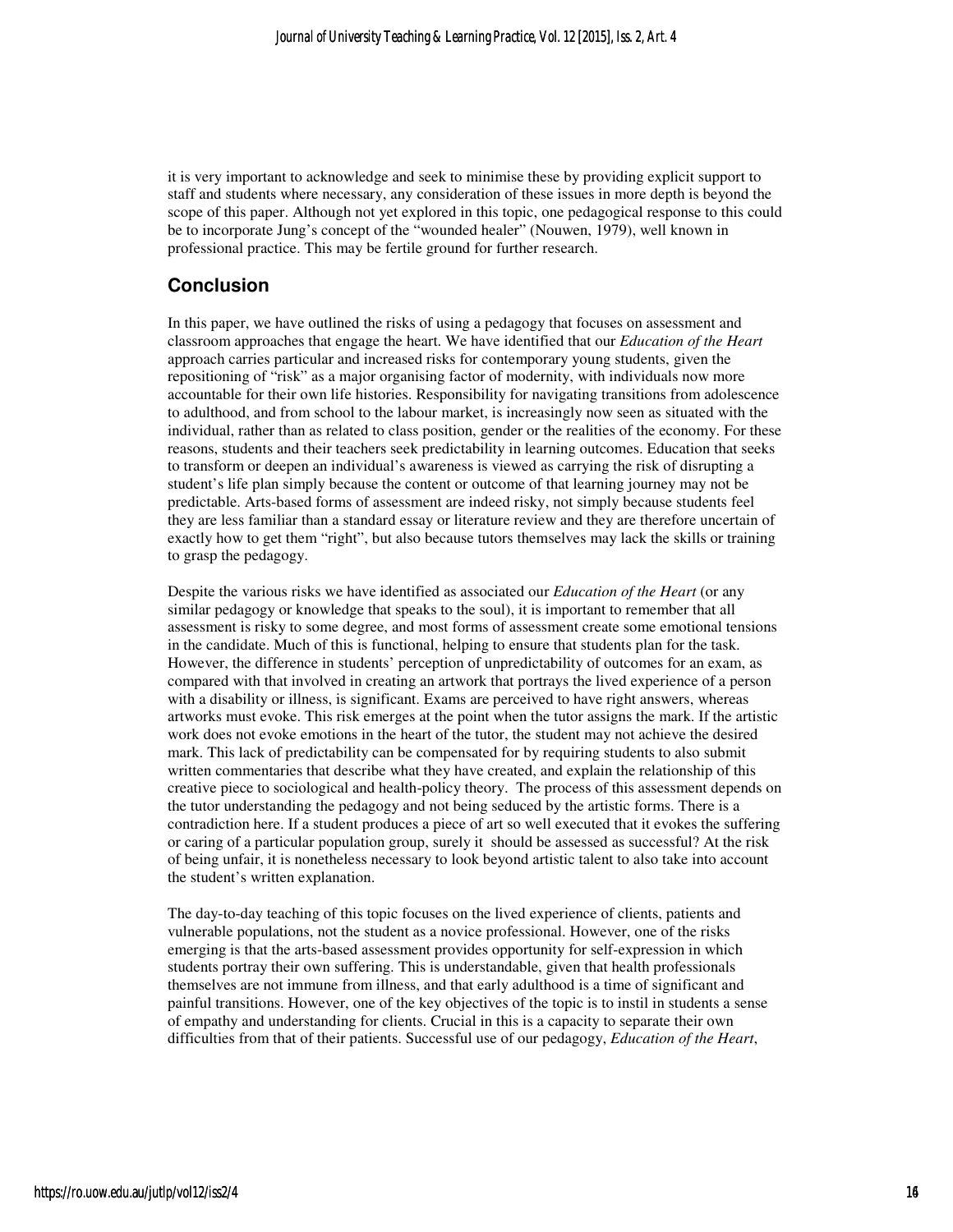it is very important to acknowledge and seek to minimise these by providing explicit support to staff and students where necessary, any consideration of these issues in more depth is beyond the scope of this paper. Although not yet explored in this topic, one pedagogical response to this could be to incorporate Jung's concept of the "wounded healer" (Nouwen, 1979), well known in professional practice. This may be fertile ground for further research.

## Conclusion

In this paper, we have outlined the risks of using a pedagogy that focuses on assessment and classroom approaches that engage the heart. We have identified that our *Education of the Heart* approach carries particular and increased risks for contemporary young students, given the repositioning of "risk" as a major organising factor of modernity, with individuals now more accountable for their own life histories. Responsibility for navigating transitions from adolescence to adulthood, and from school to the labour market, is increasingly now seen as situated with the individual, rather than as related to class position, gender or the realities of the economy. For these reasons, students and their teachers seek predictability in learning outcomes. Education that seeks to transform or deepen an individual's awareness is viewed as carrying the risk of disrupting a student's life plan simply because the content or outcome of that learning journey may not be predictable. Arts-based forms of assessment are indeed risky, not simply because students feel they are less familiar than a standard essay or literature review and they are therefore uncertain of exactly how to get them "right", but also because tutors themselves may lack the skills or training to grasp the pedagogy.

Despite the various risks we have identified as associated our *Education of the Heart* (or any similar pedagogy or knowledge that speaks to the soul), it is important to remember that all assessment is risky to some degree, and most forms of assessment create some emotional tensions in the candidate. Much of this is functional, helping to ensure that students plan for the task. However, the difference in students' perception of unpredictability of outcomes for an exam, as compared with that involved in creating an artwork that portrays the lived experience of a person with a disability or illness, is significant. Exams are perceived to have right answers, whereas artworks must evoke. This risk emerges at the point when the tutor assigns the mark. If the artistic work does not evoke emotions in the heart of the tutor, the student may not achieve the desired mark. This lack of predictability can be compensated for by requiring students to also submit written commentaries that describe what they have created, and explain the relationship of this creative piece to sociological and health-policy theory. The process of this assessment depends on the tutor understanding the pedagogy and not being seduced by the artistic forms. There is a contradiction here. If a student produces a piece of art so well executed that it evokes the suffering or caring of a particular population group, surely it should be assessed as successful? At the risk of being unfair, it is nonetheless necessary to look beyond artistic talent to also take into account the student's written explanation.

The day-to-day teaching of this topic focuses on the lived experience of clients, patients and vulnerable populations, not the student as a novice professional. However, one of the risks emerging is that the arts-based assessment provides opportunity for self-expression in which students portray their own suffering. This is understandable, given that health professionals themselves are not immune from illness, and that early adulthood is a time of significant and painful transitions. However, one of the key objectives of the topic is to instil in students a sense of empathy and understanding for clients. Crucial in this is a capacity to separate their own difficulties from that of their patients. Successful use of our pedagogy, *Education of the Heart*,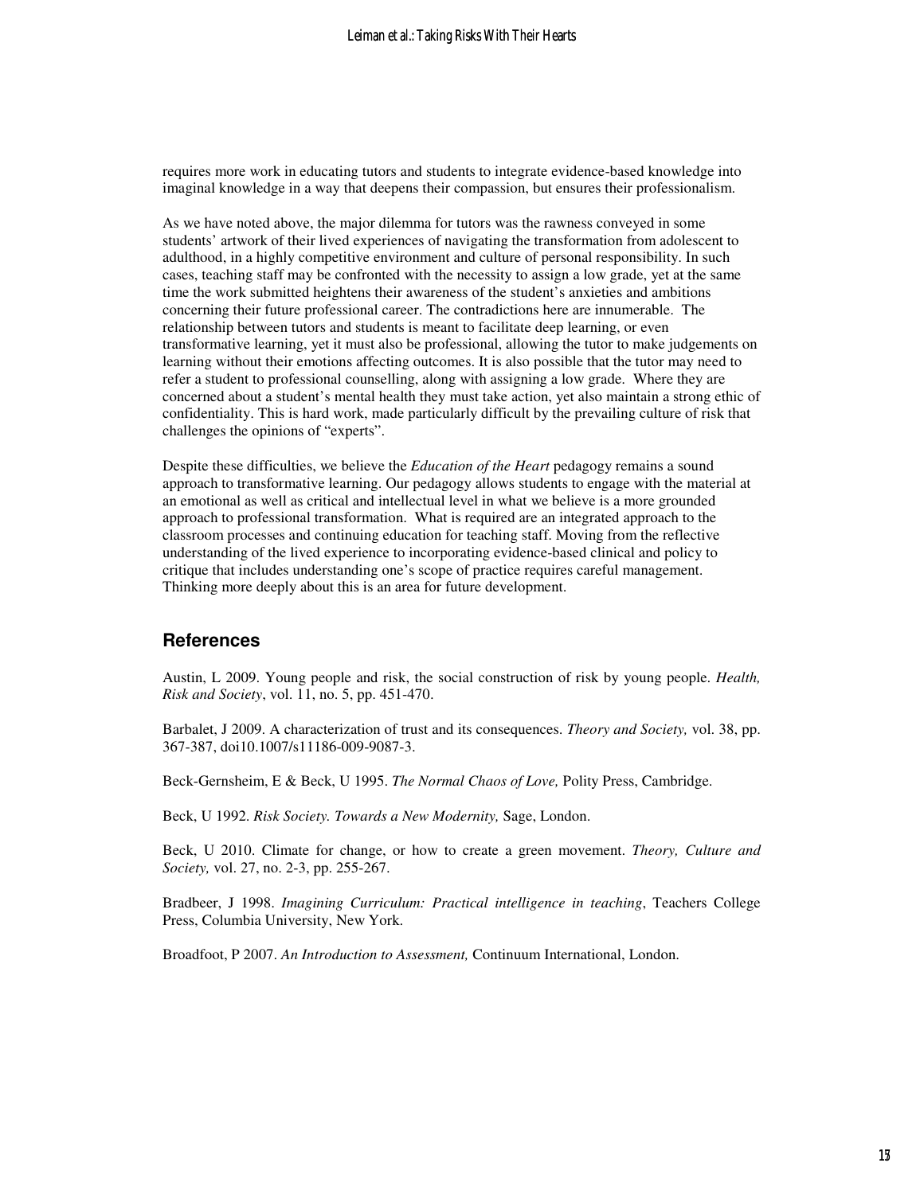requires more work in educating tutors and students to integrate evidence-based knowledge into imaginal knowledge in a way that deepens their compassion, but ensures their professionalism.

As we have noted above, the major dilemma for tutors was the rawness conveyed in some students' artwork of their lived experiences of navigating the transformation from adolescent to adulthood, in a highly competitive environment and culture of personal responsibility. In such cases, teaching staff may be confronted with the necessity to assign a low grade, yet at the same time the work submitted heightens their awareness of the student's anxieties and ambitions concerning their future professional career. The contradictions here are innumerable. The relationship between tutors and students is meant to facilitate deep learning, or even transformative learning, yet it must also be professional, allowing the tutor to make judgements on learning without their emotions affecting outcomes. It is also possible that the tutor may need to refer a student to professional counselling, along with assigning a low grade. Where they are concerned about a student's mental health they must take action, yet also maintain a strong ethic of confidentiality. This is hard work, made particularly difficult by the prevailing culture of risk that challenges the opinions of "experts".

Despite these difficulties, we believe the *Education of the Heart* pedagogy remains a sound approach to transformative learning. Our pedagogy allows students to engage with the material at an emotional as well as critical and intellectual level in what we believe is a more grounded approach to professional transformation. What is required are an integrated approach to the classroom processes and continuing education for teaching staff. Moving from the reflective understanding of the lived experience to incorporating evidence-based clinical and policy to critique that includes understanding one's scope of practice requires careful management. Thinking more deeply about this is an area for future development.

## References

Austin, L 2009. Young people and risk, the social construction of risk by young people. *Health, Risk and Society*, vol. 11, no. 5, pp. 451-470.

Barbalet, J 2009. A characterization of trust and its consequences. *Theory and Society,* vol. 38, pp. 367-387, doi10.1007/s11186-009-9087-3.

Beck-Gernsheim, E & Beck, U 1995. *The Normal Chaos of Love,* Polity Press, Cambridge.

Beck, U 1992. *Risk Society. Towards a New Modernity,* Sage, London.

Beck, U 2010. Climate for change, or how to create a green movement. *Theory, Culture and Society,* vol. 27, no. 2-3, pp. 255-267.

Bradbeer, J 1998. *Imagining Curriculum: Practical intelligence in teaching*, Teachers College Press, Columbia University, New York.

Broadfoot, P 2007. *An Introduction to Assessment,* Continuum International, London.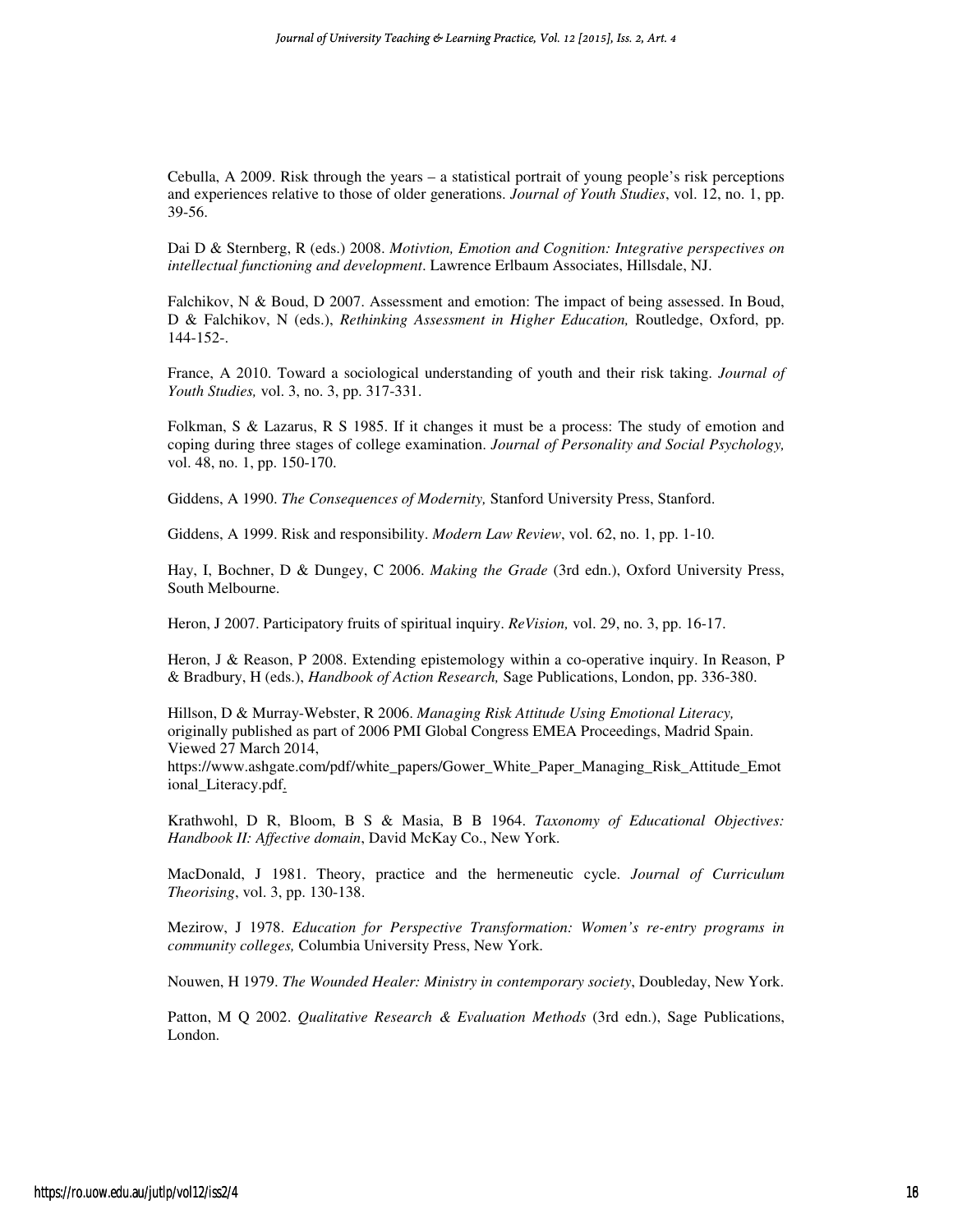Cebulla, A 2009. Risk through the years – a statistical portrait of young people's risk perceptions and experiences relative to those of older generations. *Journal of Youth Studies*, vol. 12, no. 1, pp. 39-56.

Dai D & Sternberg, R (eds.) 2008. *Motivtion, Emotion and Cognition: Integrative perspectives on intellectual functioning and development*. Lawrence Erlbaum Associates, Hillsdale, NJ.

Falchikov, N & Boud, D 2007. Assessment and emotion: The impact of being assessed. In Boud, D & Falchikov, N (eds.), *Rethinking Assessment in Higher Education,* Routledge, Oxford, pp. 144-152-.

France, A 2010. Toward a sociological understanding of youth and their risk taking. *Journal of Youth Studies,* vol. 3, no. 3, pp. 317-331.

Folkman, S & Lazarus, R S 1985. If it changes it must be a process: The study of emotion and coping during three stages of college examination. *Journal of Personality and Social Psychology,* vol. 48, no. 1, pp. 150-170.

Giddens, A 1990. *The Consequences of Modernity,* Stanford University Press, Stanford.

Giddens, A 1999. Risk and responsibility. *Modern Law Review*, vol. 62, no. 1, pp. 1-10.

Hay, I, Bochner, D & Dungey, C 2006. *Making the Grade* (3rd edn.), Oxford University Press, South Melbourne.

Heron, J 2007. Participatory fruits of spiritual inquiry. *ReVision,* vol. 29, no. 3, pp. 16-17.

Heron, J & Reason, P 2008. Extending epistemology within a co-operative inquiry. In Reason, P & Bradbury, H (eds.), *Handbook of Action Research,* Sage Publications, London, pp. 336-380.

Hillson, D & Murray-Webster, R 2006. *Managing Risk Attitude Using Emotional Literacy,* originally published as part of 2006 PMI Global Congress EMEA Proceedings, Madrid Spain. Viewed 27 March 2014, https://www.ashgate.com/pdf/white_papers/Gower_White_Paper_Managing_Risk_Attitude_Emotional_Literacy.pdf.

Krathwohl, D R, Bloom, B S & Masia, B B 1964. *Taxonomy of Educational Objectives: Handbook II: Affective domain*, David McKay Co., New York.

MacDonald, J 1981. Theory, practice and the hermeneutic cycle. *Journal of Curriculum Theorising*, vol. 3, pp. 130-138.

Mezirow, J 1978. *Education for Perspective Transformation: Women's re-entry programs in community colleges,* Columbia University Press, New York.

Nouwen, H 1979. *The Wounded Healer: Ministry in contemporary society*, Doubleday, New York.

Patton, M Q 2002. *Qualitative Research & Evaluation Methods* (3rd edn.), Sage Publications, London.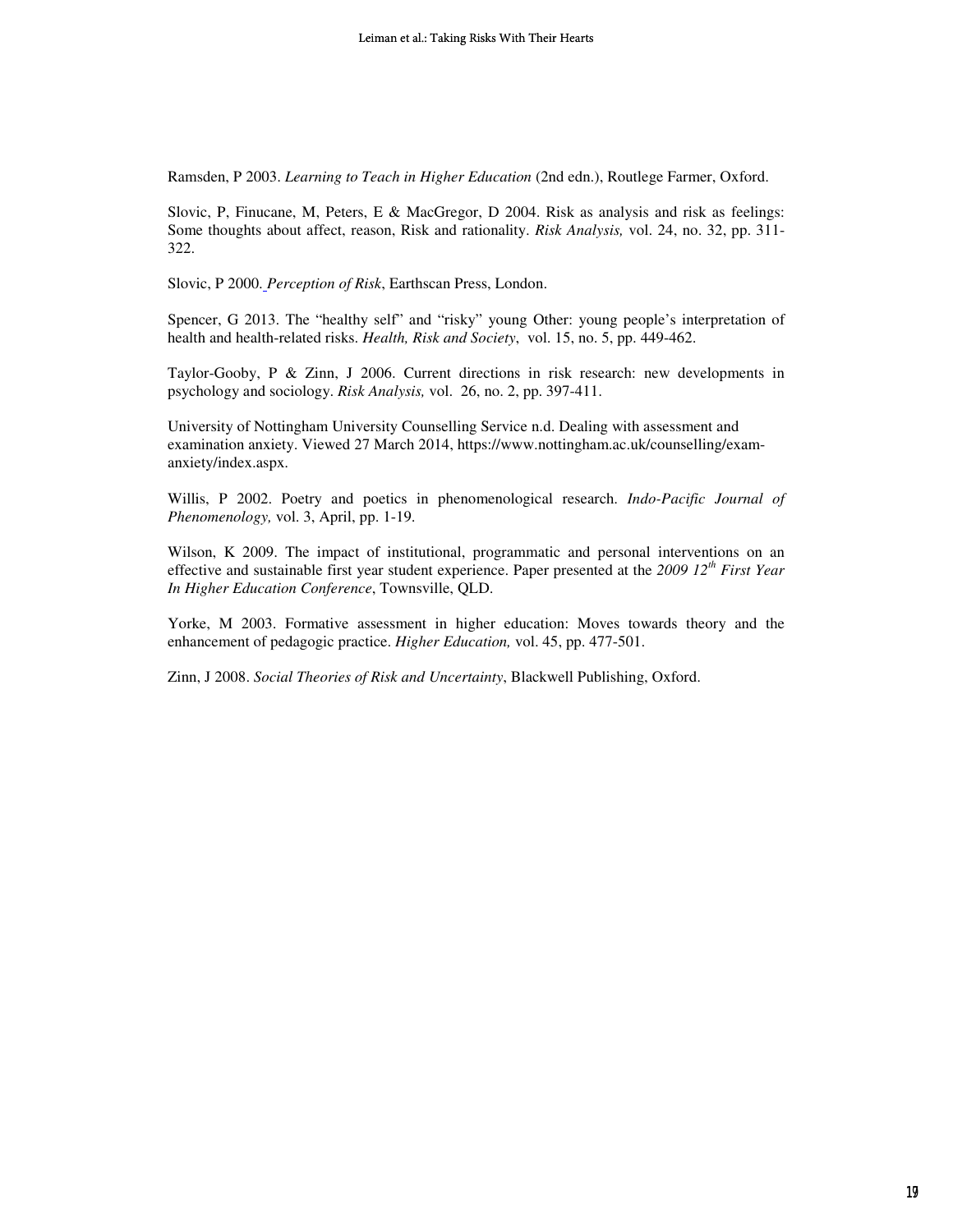Ramsden, P 2003. *Learning to Teach in Higher Education* (2nd edn.), Routlege Farmer, Oxford.

Slovic, P, Finucane, M, Peters, E & MacGregor, D 2004. Risk as analysis and risk as feelings: Some thoughts about affect, reason, Risk and rationality. *Risk Analysis,* vol. 24, no. 32, pp. 311-322.

Slovic, P 2000. *Perception of Risk*, Earthscan Press, London.

Spencer, G 2013. The "healthy self" and "risky" young Other: young people's interpretation of health and health-related risks. *Health, Risk and Society*, vol. 15, no. 5, pp. 449-462.

Taylor-Gooby, P & Zinn, J 2006. Current directions in risk research: new developments in psychology and sociology. *Risk Analysis,* vol. 26, no. 2, pp. 397-411.

University of Nottingham University Counselling Service n.d. Dealing with assessment and examination anxiety. Viewed 27 March 2014, https://www.nottingham.ac.uk/counselling/exam-anxiety/index.aspx.

Willis, P 2002. Poetry and poetics in phenomenological research. *Indo-Pacific Journal of Phenomenology,* vol. 3, April, pp. 1-19.

Wilson, K 2009. The impact of institutional, programmatic and personal interventions on an effective and sustainable first year student experience. Paper presented at the *2009 12th First Year In Higher Education Conference*, Townsville, QLD.

Yorke, M 2003. Formative assessment in higher education: Moves towards theory and the enhancement of pedagogic practice. *Higher Education,* vol. 45, pp. 477-501.

Zinn, J 2008. *Social Theories of Risk and Uncertainty*, Blackwell Publishing, Oxford.